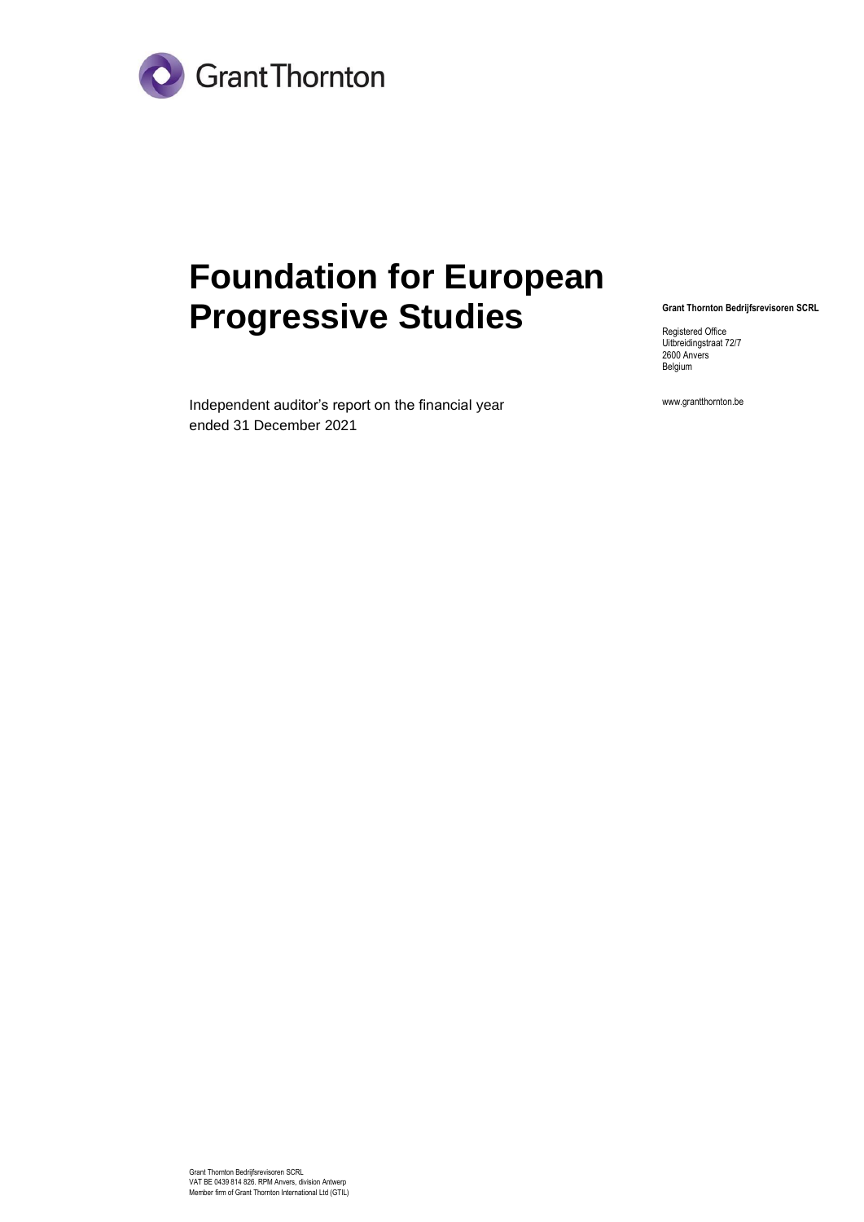Grant Thornton

# Foundation for European Progressive Studies

Independent auditor's report on the financial year ended 31 December 2021

**Grant Thornton Bedrijfsrevisoren SCRL**

Registered Office
Uitbreidingstraat 72/7
2600 Anvers
Belgium

www.grantthornton.be

Grant Thornton Bedrijfsrevisoren SCRL
VAT BE 0439 814 826. RPM Anvers, division Antwerp
Member firm of Grant Thornton International Ltd (GTIL)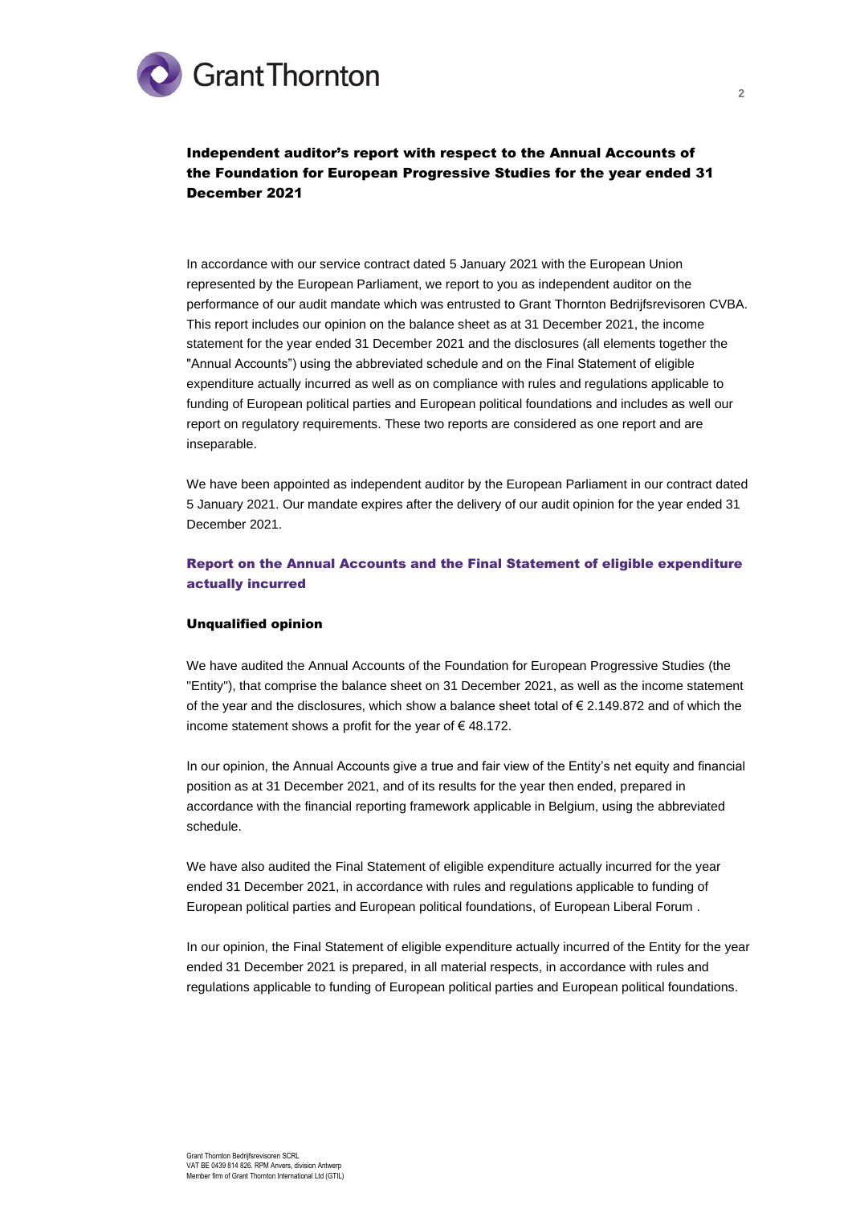## Independent auditor's report with respect to the Annual Accounts of the Foundation for European Progressive Studies for the year ended 31 December 2021

In accordance with our service contract dated 5 January 2021 with the European Union represented by the European Parliament, we report to you as independent auditor on the performance of our audit mandate which was entrusted to Grant Thornton Bedrijfsrevisoren CVBA. This report includes our opinion on the balance sheet as at 31 December 2021, the income statement for the year ended 31 December 2021 and the disclosures (all elements together the "Annual Accounts") using the abbreviated schedule and on the Final Statement of eligible expenditure actually incurred as well as on compliance with rules and regulations applicable to funding of European political parties and European political foundations and includes as well our report on regulatory requirements. These two reports are considered as one report and are inseparable.

We have been appointed as independent auditor by the European Parliament in our contract dated 5 January 2021. Our mandate expires after the delivery of our audit opinion for the year ended 31 December 2021.

### Report on the Annual Accounts and the Final Statement of eligible expenditure actually incurred

#### Unqualified opinion

We have audited the Annual Accounts of the Foundation for European Progressive Studies (the "Entity"), that comprise the balance sheet on 31 December 2021, as well as the income statement of the year and the disclosures, which show a balance sheet total of € 2.149.872 and of which the income statement shows a profit for the year of € 48.172.

In our opinion, the Annual Accounts give a true and fair view of the Entity's net equity and financial position as at 31 December 2021, and of its results for the year then ended, prepared in accordance with the financial reporting framework applicable in Belgium, using the abbreviated schedule.

We have also audited the Final Statement of eligible expenditure actually incurred for the year ended 31 December 2021, in accordance with rules and regulations applicable to funding of European political parties and European political foundations, of European Liberal Forum .

In our opinion, the Final Statement of eligible expenditure actually incurred of the Entity for the year ended 31 December 2021 is prepared, in all material respects, in accordance with rules and regulations applicable to funding of European political parties and European political foundations.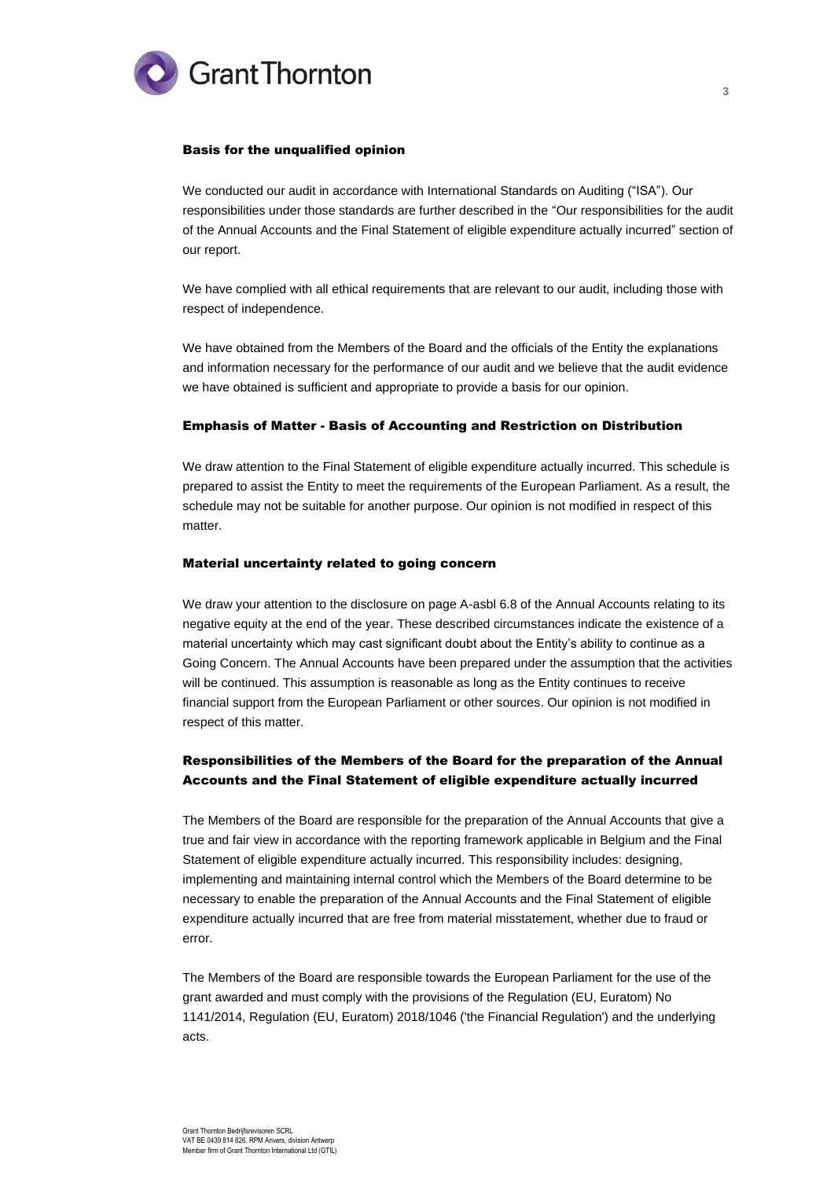### Basis for the unqualified opinion

We conducted our audit in accordance with International Standards on Auditing ("ISA"). Our responsibilities under those standards are further described in the "Our responsibilities for the audit of the Annual Accounts and the Final Statement of eligible expenditure actually incurred" section of our report.

We have complied with all ethical requirements that are relevant to our audit, including those with respect of independence.

We have obtained from the Members of the Board and the officials of the Entity the explanations and information necessary for the performance of our audit and we believe that the audit evidence we have obtained is sufficient and appropriate to provide a basis for our opinion.

### Emphasis of Matter - Basis of Accounting and Restriction on Distribution

We draw attention to the Final Statement of eligible expenditure actually incurred. This schedule is prepared to assist the Entity to meet the requirements of the European Parliament. As a result, the schedule may not be suitable for another purpose. Our opinion is not modified in respect of this matter.

### Material uncertainty related to going concern

We draw your attention to the disclosure on page A-asbl 6.8 of the Annual Accounts relating to its negative equity at the end of the year. These described circumstances indicate the existence of a material uncertainty which may cast significant doubt about the Entity's ability to continue as a Going Concern. The Annual Accounts have been prepared under the assumption that the activities will be continued. This assumption is reasonable as long as the Entity continues to receive financial support from the European Parliament or other sources. Our opinion is not modified in respect of this matter.

### Responsibilities of the Members of the Board for the preparation of the Annual Accounts and the Final Statement of eligible expenditure actually incurred

The Members of the Board are responsible for the preparation of the Annual Accounts that give a true and fair view in accordance with the reporting framework applicable in Belgium and the Final Statement of eligible expenditure actually incurred. This responsibility includes: designing, implementing and maintaining internal control which the Members of the Board determine to be necessary to enable the preparation of the Annual Accounts and the Final Statement of eligible expenditure actually incurred that are free from material misstatement, whether due to fraud or error.

The Members of the Board are responsible towards the European Parliament for the use of the grant awarded and must comply with the provisions of the Regulation (EU, Euratom) No 1141/2014, Regulation (EU, Euratom) 2018/1046 ('the Financial Regulation') and the underlying acts.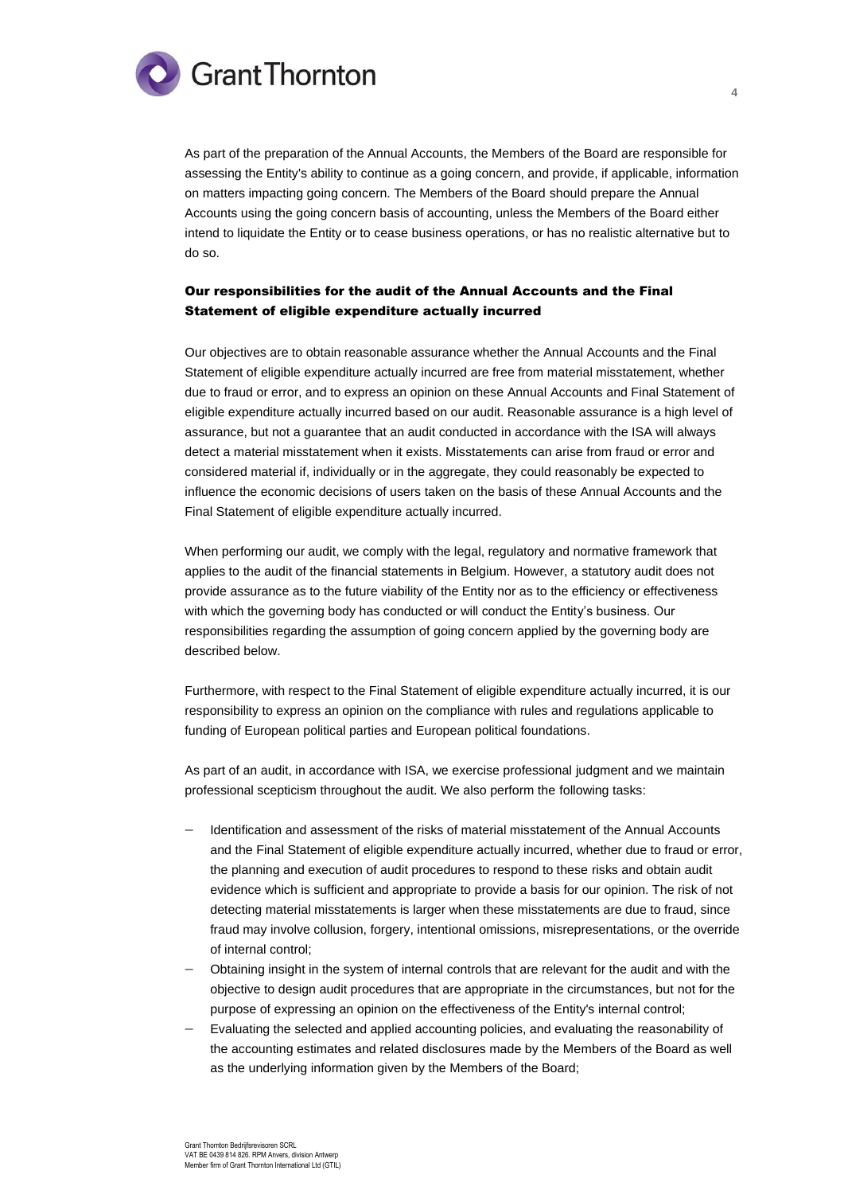As part of the preparation of the Annual Accounts, the Members of the Board are responsible for assessing the Entity's ability to continue as a going concern, and provide, if applicable, information on matters impacting going concern. The Members of the Board should prepare the Annual Accounts using the going concern basis of accounting, unless the Members of the Board either intend to liquidate the Entity or to cease business operations, or has no realistic alternative but to do so.

## Our responsibilities for the audit of the Annual Accounts and the Final Statement of eligible expenditure actually incurred

Our objectives are to obtain reasonable assurance whether the Annual Accounts and the Final Statement of eligible expenditure actually incurred are free from material misstatement, whether due to fraud or error, and to express an opinion on these Annual Accounts and Final Statement of eligible expenditure actually incurred based on our audit. Reasonable assurance is a high level of assurance, but not a guarantee that an audit conducted in accordance with the ISA will always detect a material misstatement when it exists. Misstatements can arise from fraud or error and considered material if, individually or in the aggregate, they could reasonably be expected to influence the economic decisions of users taken on the basis of these Annual Accounts and the Final Statement of eligible expenditure actually incurred.

When performing our audit, we comply with the legal, regulatory and normative framework that applies to the audit of the financial statements in Belgium. However, a statutory audit does not provide assurance as to the future viability of the Entity nor as to the efficiency or effectiveness with which the governing body has conducted or will conduct the Entity's business. Our responsibilities regarding the assumption of going concern applied by the governing body are described below.

Furthermore, with respect to the Final Statement of eligible expenditure actually incurred, it is our responsibility to express an opinion on the compliance with rules and regulations applicable to funding of European political parties and European political foundations.

As part of an audit, in accordance with ISA, we exercise professional judgment and we maintain professional scepticism throughout the audit. We also perform the following tasks:

- Identification and assessment of the risks of material misstatement of the Annual Accounts and the Final Statement of eligible expenditure actually incurred, whether due to fraud or error, the planning and execution of audit procedures to respond to these risks and obtain audit evidence which is sufficient and appropriate to provide a basis for our opinion. The risk of not detecting material misstatements is larger when these misstatements are due to fraud, since fraud may involve collusion, forgery, intentional omissions, misrepresentations, or the override of internal control;
- Obtaining insight in the system of internal controls that are relevant for the audit and with the objective to design audit procedures that are appropriate in the circumstances, but not for the purpose of expressing an opinion on the effectiveness of the Entity's internal control;
- Evaluating the selected and applied accounting policies, and evaluating the reasonability of the accounting estimates and related disclosures made by the Members of the Board as well as the underlying information given by the Members of the Board;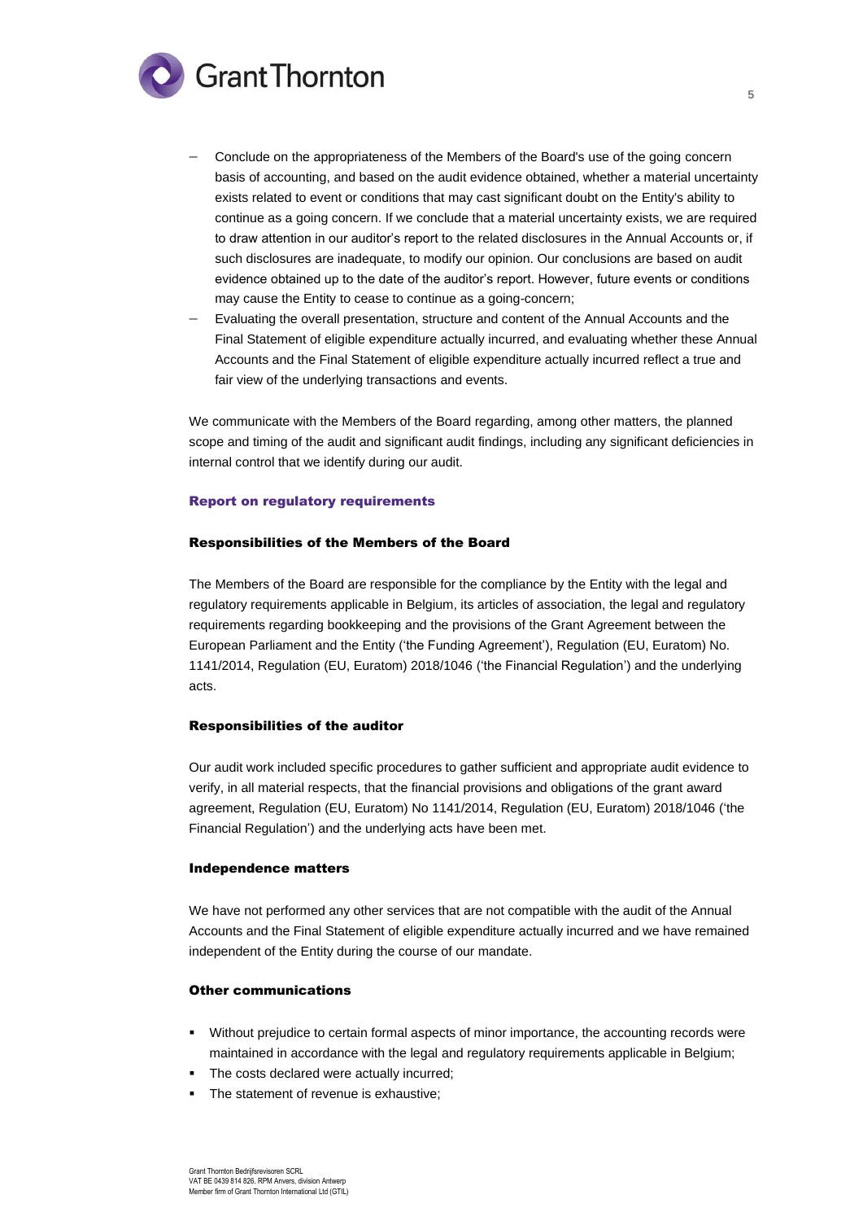- Conclude on the appropriateness of the Members of the Board's use of the going concern basis of accounting, and based on the audit evidence obtained, whether a material uncertainty exists related to event or conditions that may cast significant doubt on the Entity's ability to continue as a going concern. If we conclude that a material uncertainty exists, we are required to draw attention in our auditor's report to the related disclosures in the Annual Accounts or, if such disclosures are inadequate, to modify our opinion. Our conclusions are based on audit evidence obtained up to the date of the auditor's report. However, future events or conditions may cause the Entity to cease to continue as a going-concern;
- Evaluating the overall presentation, structure and content of the Annual Accounts and the Final Statement of eligible expenditure actually incurred, and evaluating whether these Annual Accounts and the Final Statement of eligible expenditure actually incurred reflect a true and fair view of the underlying transactions and events.

We communicate with the Members of the Board regarding, among other matters, the planned scope and timing of the audit and significant audit findings, including any significant deficiencies in internal control that we identify during our audit.

## Report on regulatory requirements

### Responsibilities of the Members of the Board

The Members of the Board are responsible for the compliance by the Entity with the legal and regulatory requirements applicable in Belgium, its articles of association, the legal and regulatory requirements regarding bookkeeping and the provisions of the Grant Agreement between the European Parliament and the Entity ('the Funding Agreement'), Regulation (EU, Euratom) No. 1141/2014, Regulation (EU, Euratom) 2018/1046 ('the Financial Regulation') and the underlying acts.

### Responsibilities of the auditor

Our audit work included specific procedures to gather sufficient and appropriate audit evidence to verify, in all material respects, that the financial provisions and obligations of the grant award agreement, Regulation (EU, Euratom) No 1141/2014, Regulation (EU, Euratom) 2018/1046 ('the Financial Regulation') and the underlying acts have been met.

### Independence matters

We have not performed any other services that are not compatible with the audit of the Annual Accounts and the Final Statement of eligible expenditure actually incurred and we have remained independent of the Entity during the course of our mandate.

### Other communications

- Without prejudice to certain formal aspects of minor importance, the accounting records were maintained in accordance with the legal and regulatory requirements applicable in Belgium;
- The costs declared were actually incurred;
- The statement of revenue is exhaustive;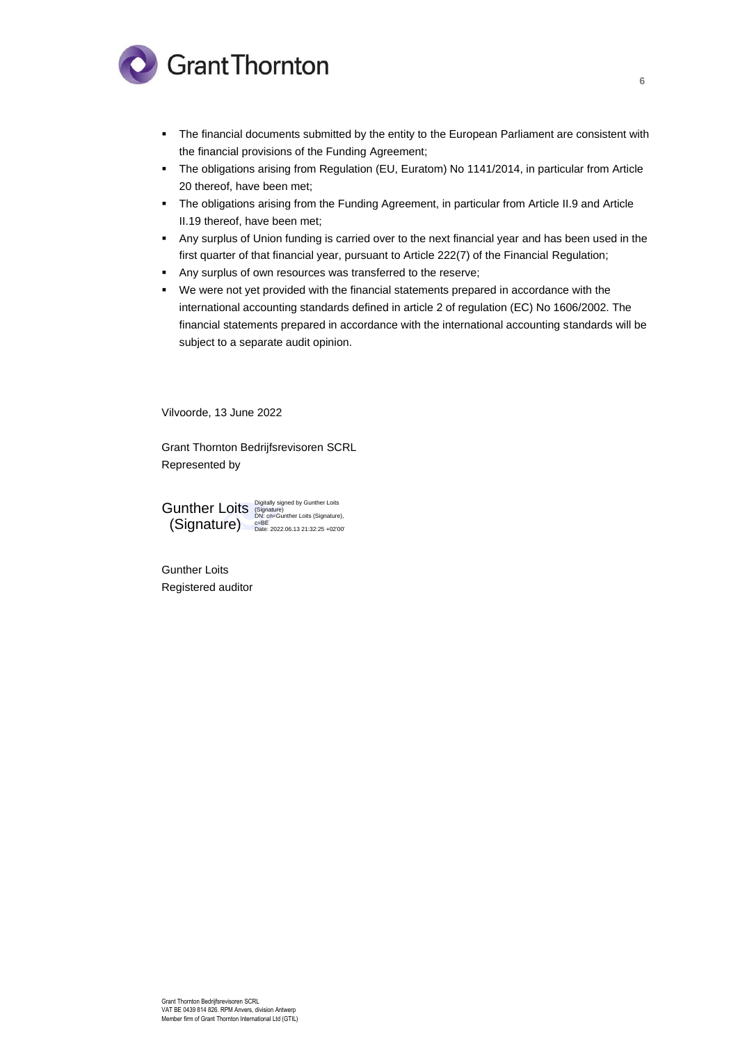- The financial documents submitted by the entity to the European Parliament are consistent with the financial provisions of the Funding Agreement;
- The obligations arising from Regulation (EU, Euratom) No 1141/2014, in particular from Article 20 thereof, have been met;
- The obligations arising from the Funding Agreement, in particular from Article II.9 and Article II.19 thereof, have been met;
- Any surplus of Union funding is carried over to the next financial year and has been used in the first quarter of that financial year, pursuant to Article 222(7) of the Financial Regulation;
- Any surplus of own resources was transferred to the reserve;
- We were not yet provided with the financial statements prepared in accordance with the international accounting standards defined in article 2 of regulation (EC) No 1606/2002. The financial statements prepared in accordance with the international accounting standards will be subject to a separate audit opinion.

Vilvoorde, 13 June 2022

Grant Thornton Bedrijfsrevisoren SCRL
Represented by

Gunther Loits (Signature)
Digitally signed by Gunther Loits (Signature)
DN: cn=Gunther Loits (Signature), c=BE
Date: 2022.06.13 21:32:25 +02'00'

Gunther Loits
Registered auditor

Grant Thornton Bedrijfsrevisoren SCRL
VAT BE 0439 814 826. RPM Anvers, division Antwerp
Member firm of Grant Thornton International Ltd (GTIL)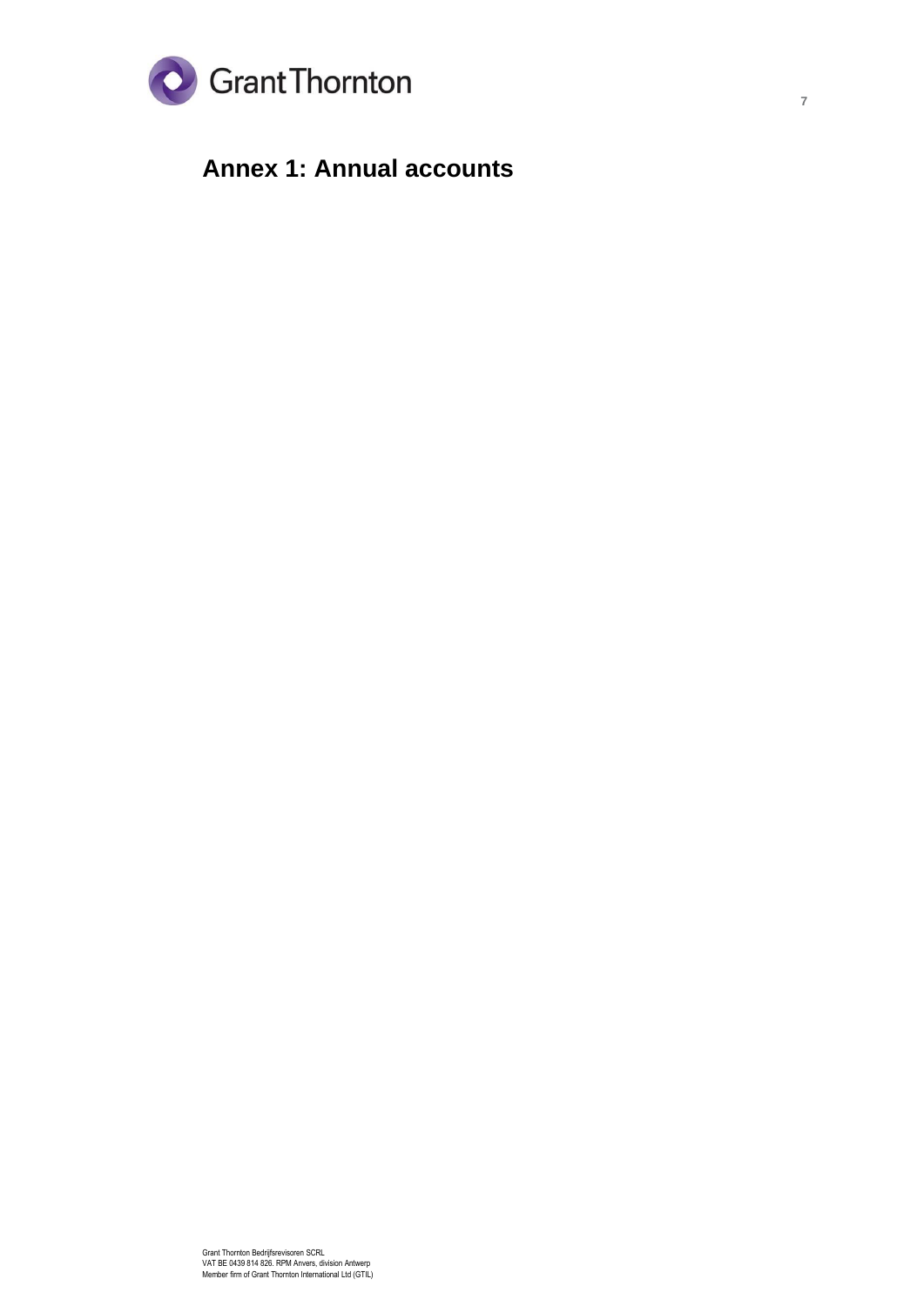# Annex 1: Annual accounts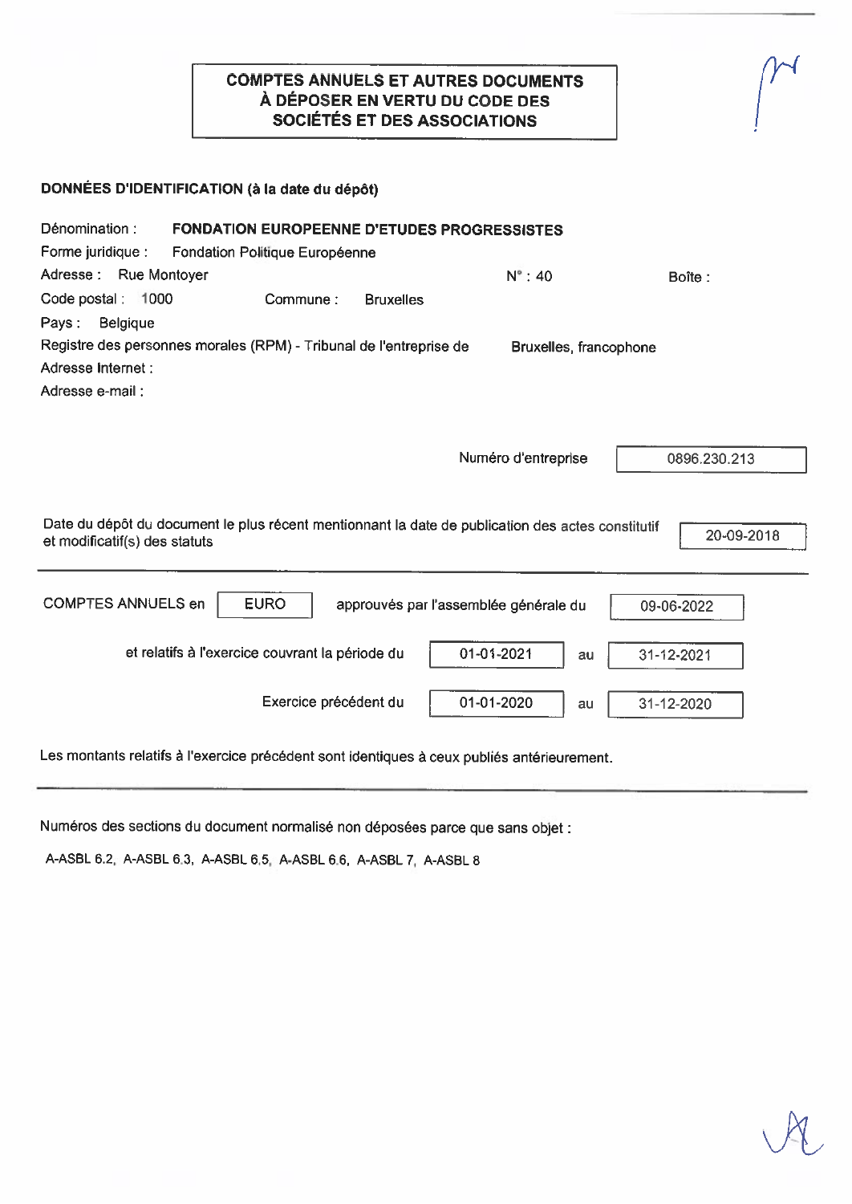# COMPTES ANNUELS ET AUTRES DOCUMENTS À DÉPOSER EN VERTU DU CODE DES SOCIÉTÉS ET DES ASSOCIATIONS

**DONNÉES D'IDENTIFICATION (à la date du dépôt)**

Dénomination : **FONDATION EUROPEENNE D'ETUDES PROGRESSISTES**

Forme juridique : Fondation Politique Européenne

Adresse : Rue Montoyer N° : 40 Boîte :

Code postal : 1000 Commune : Bruxelles

Pays : Belgique

Registre des personnes morales (RPM) - Tribunal de l'entreprise de Bruxelles, francophone

Adresse Internet :

Adresse e-mail :

Numéro d'entreprise: 0896.230.213

Date du dépôt du document le plus récent mentionnant la date de publication des actes constitutif et modificatif(s) des statuts: 20-09-2018

---

COMPTES ANNUELS en EURO approuvés par l'assemblée générale du 09-06-2022

et relatifs à l'exercice couvrant la période du 01-01-2021 au 31-12-2021

Exercice précédent du 01-01-2020 au 31-12-2020

Les montants relatifs à l'exercice précédent sont identiques à ceux publiés antérieurement.

---

Numéros des sections du document normalisé non déposées parce que sans objet :

A-ASBL 6.2, A-ASBL 6.3, A-ASBL 6.5, A-ASBL 6.6, A-ASBL 7, A-ASBL 8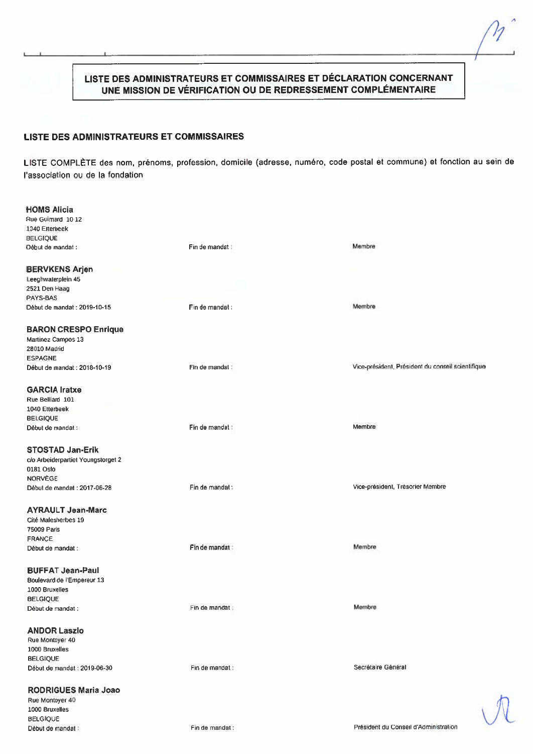**LISTE DES ADMINISTRATEURS ET COMMISSAIRES ET DÉCLARATION CONCERNANT UNE MISSION DE VÉRIFICATION OU DE REDRESSEMENT COMPLÉMENTAIRE**

## LISTE DES ADMINISTRATEURS ET COMMISSAIRES

LISTE COMPLÈTE des nom, prénoms, profession, domicile (adresse, numéro, code postal et commune) et fonction au sein de l'association ou de la fondation

**HOMS Alicia**
Rue Guimard 10 12
1040 Etterbeek
BELGIQUE
Début de mandat : | Fin de mandat : | Membre

**BERVKENS Arjen**
Leeghwaterplein 45
2521 Den Haag
PAYS-BAS
Début de mandat : 2019-10-15 | Fin de mandat : | Membre

**BARON CRESPO Enrique**
Martinez Campos 13
28010 Madrid
ESPAGNE
Début de mandat : 2018-10-19 | Fin de mandat : | Vice-président, Président du conseil scientifique

**GARCIA Iratxe**
Rue Belliard 101
1040 Etterbeek
BELGIQUE
Début de mandat : | Fin de mandat : | Membre

**STOSTAD Jan-Erik**
c/o Arbeiderpartiet Youngstorget 2
0181 Oslo
NORVÈGE
Début de mandat : 2017-06-28 | Fin de mandat : | Vice-président, Trésorier Membre

**AYRAULT Jean-Marc**
Cité Malesherbes 19
75009 Paris
FRANCE
Début de mandat : | Fin de mandat : | Membre

**BUFFAT Jean-Paul**
Boulevard de l'Empereur 13
1000 Bruxelles
BELGIQUE
Début de mandat : | Fin de mandat : | Membre

**ANDOR Laszlo**
Rue Montoyer 40
1000 Bruxelles
BELGIQUE
Début de mandat : 2019-06-30 | Fin de mandat : | Secrétaire Général

**RODRIGUES Maria Joao**
Rue Montoyer 40
1000 Bruxelles
BELGIQUE
Début de mandat : | Fin de mandat : | Président du Conseil d'Administration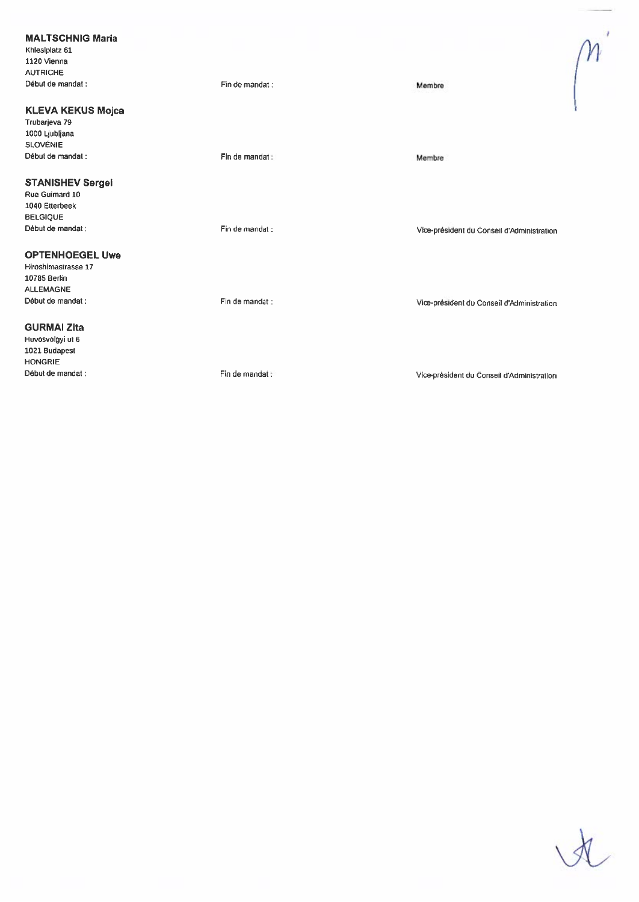**MALTSCHNIG Maria**
Khlesplatz 61
1120 Vienna
AUTRICHE
Début de mandat : Fin de mandat : Membre

**KLEVA KEKUS Mojca**
Trubarjeva 79
1000 Ljubljana
SLOVÉNIE
Début de mandat : Fin de mandat : Membre

**STANISHEV Sergei**
Rue Guimard 10
1040 Etterbeek
BELGIQUE
Début de mandat : Fin de mandat : Vice-président du Conseil d'Administration

**OPTENHOEGEL Uwe**
Hiroshimastrasse 17
10785 Berlin
ALLEMAGNE
Début de mandat : Fin de mandat : Vice-président du Conseil d'Administration

**GURMAI Zita**
Huvosvolgyi ut 6
1021 Budapest
HONGRIE
Début de mandat : Fin de mandat : Vice-président du Conseil d'Administration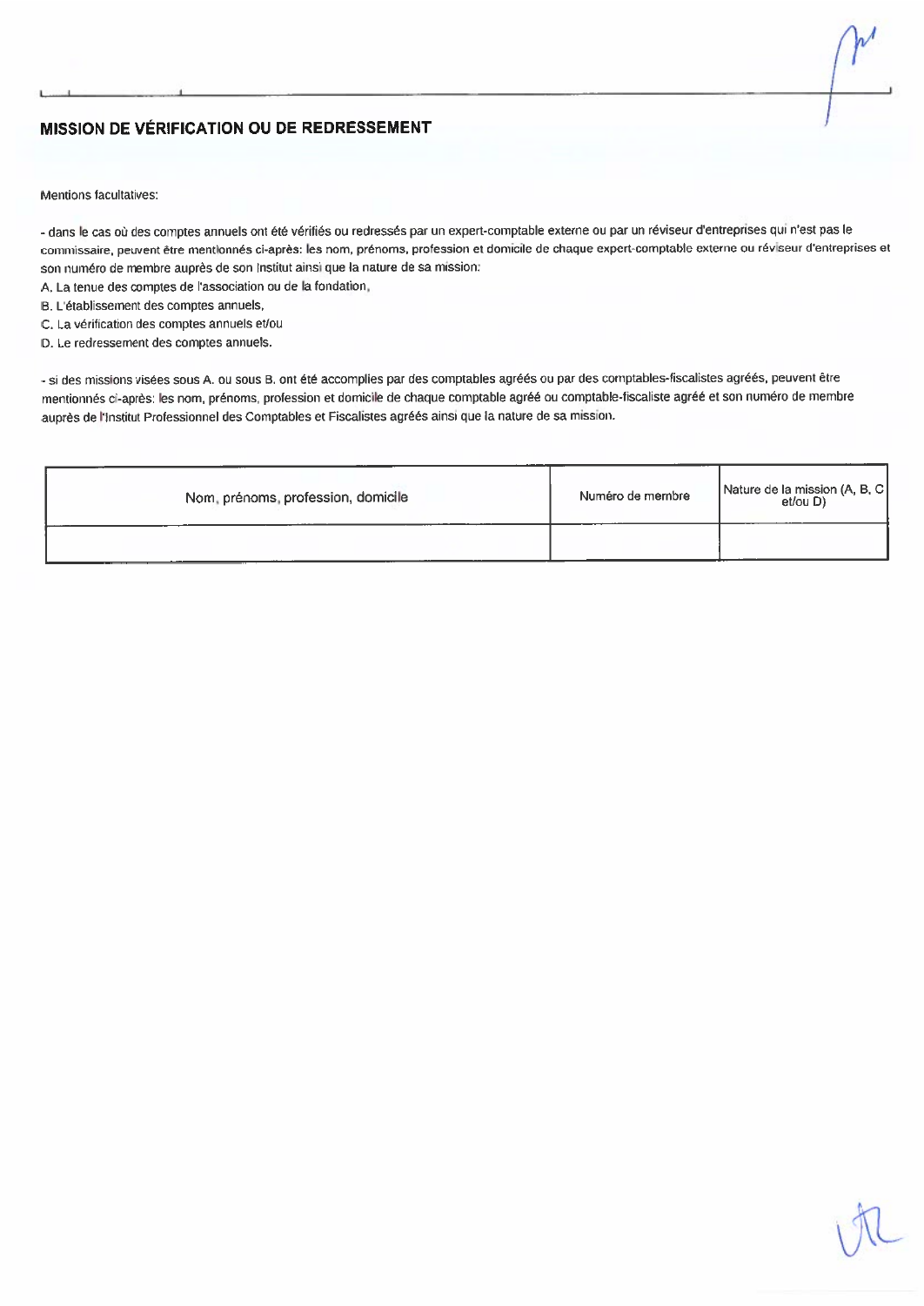## MISSION DE VÉRIFICATION OU DE REDRESSEMENT

Mentions facultatives:

- dans le cas où des comptes annuels ont été vérifiés ou redressés par un expert-comptable externe ou par un réviseur d'entreprises qui n'est pas le commissaire, peuvent être mentionnés ci-après: les nom, prénoms, profession et domicile de chaque expert-comptable externe ou réviseur d'entreprises et son numéro de membre auprès de son Institut ainsi que la nature de sa mission:

A. La tenue des comptes de l'association ou de la fondation,
B. L'établissement des comptes annuels,
C. La vérification des comptes annuels et/ou
D. Le redressement des comptes annuels.

- si des missions visées sous A. ou sous B. ont été accomplies par des comptables agréés ou par des comptables-fiscalistes agréés, peuvent être mentionnés ci-après: les nom, prénoms, profession et domicile de chaque comptable agréé ou comptable-fiscaliste agréé et son numéro de membre auprès de l'Institut Professionnel des Comptables et Fiscalistes agréés ainsi que la nature de sa mission.

| Nom, prénoms, profession, domicile | Numéro de membre | Nature de la mission (A, B, C et/ou D) |
|---|---|---|
| | | |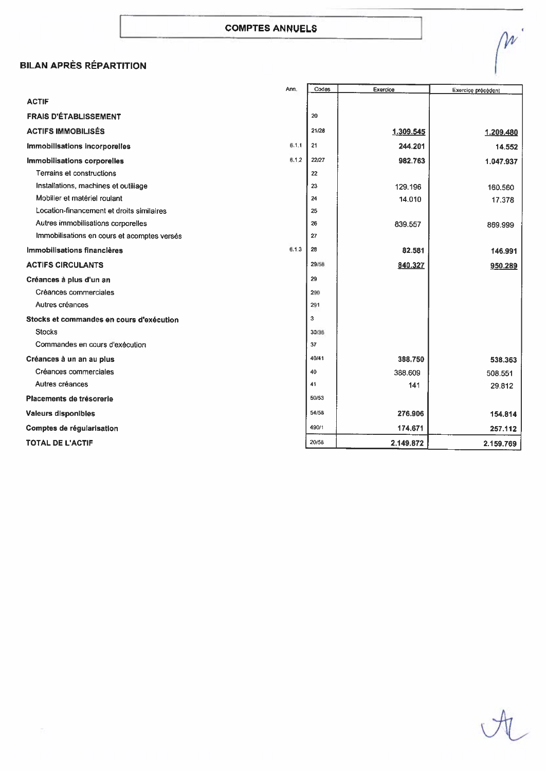## COMPTES ANNUELS

### BILAN APRÈS RÉPARTITION

| | Ann. | Codes | Exercice | Exercice précédent |
|---|---|---|---|---|
| **ACTIF** | | | | |
| **FRAIS D'ÉTABLISSEMENT** | | 20 | | |
| **ACTIFS IMMOBILISÉS** | | 21/28 | 1.309.545 | 1.209.480 |
| **Immobilisations incorporelles** | 6.1.1 | 21 | 244.201 | 14.552 |
| **Immobilisations corporelles** | 6.1.2 | 22/27 | 982.763 | 1.047.937 |
| Terrains et constructions | | 22 | | |
| Installations, machines et outillage | | 23 | 129.196 | 160.560 |
| Mobilier et matériel roulant | | 24 | 14.010 | 17.378 |
| Location-financement et droits similaires | | 25 | | |
| Autres immobilisations corporelles | | 26 | 839.557 | 869.999 |
| Immobilisations en cours et acomptes versés | | 27 | | |
| **Immobilisations financières** | 6.1.3 | 28 | 82.581 | 146.991 |
| **ACTIFS CIRCULANTS** | | 29/58 | 840.327 | 950.289 |
| **Créances à plus d'un an** | | 29 | | |
| Créances commerciales | | 290 | | |
| Autres créances | | 291 | | |
| **Stocks et commandes en cours d'exécution** | | 3 | | |
| Stocks | | 30/36 | | |
| Commandes en cours d'exécution | | 37 | | |
| **Créances à un an au plus** | | 40/41 | 388.750 | 538.363 |
| Créances commerciales | | 40 | 388.609 | 508.551 |
| Autres créances | | 41 | 141 | 29.812 |
| **Placements de trésorerie** | | 50/53 | | |
| **Valeurs disponibles** | | 54/58 | 276.906 | 154.814 |
| **Comptes de régularisation** | | 490/1 | 174.671 | 257.112 |
| **TOTAL DE L'ACTIF** | | 20/58 | 2.149.872 | 2.159.769 |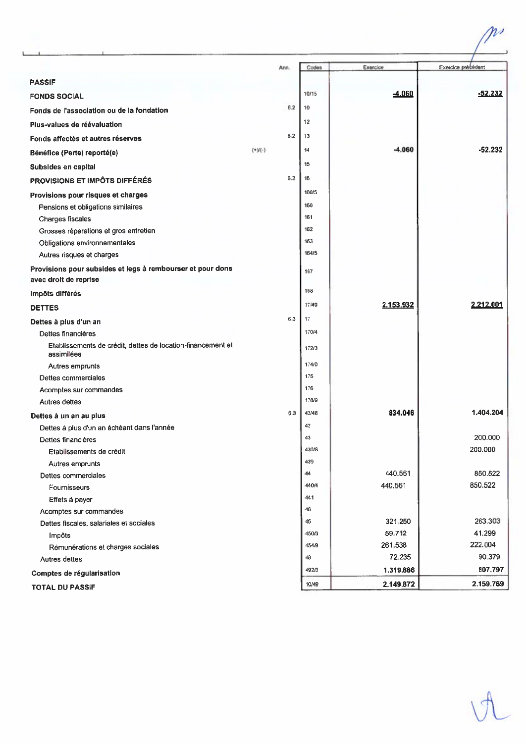| PASSIF | Ann. | Codes | Exercice | Exercice précédent |
|---|---|---|---|---|
| **FONDS SOCIAL** | | 10/15 | **-4.060** | **-52.232** |
| **Fonds de l'association ou de la fondation** | 6.2 | 10 | | |
| **Plus-values de réévaluation** | | 12 | | |
| **Fonds affectés et autres réserves** | 6.2 | 13 | | |
| **Bénéfice (Perte) reporté(e)** (+)/(-) | | 14 | **-4.060** | **-52.232** |
| **Subsides en capital** | | 15 | | |
| **PROVISIONS ET IMPÔTS DIFFÉRÉS** | 6.2 | 16 | | |
| **Provisions pour risques et charges** | | 160/5 | | |
| Pensions et obligations similaires | | 160 | | |
| Charges fiscales | | 161 | | |
| Grosses réparations et gros entretien | | 162 | | |
| Obligations environnementales | | 163 | | |
| Autres risques et charges | | 164/5 | | |
| **Provisions pour subsides et legs à rembourser et pour dons avec droit de reprise** | | 167 | | |
| **Impôts différés** | | 168 | | |
| **DETTES** | | 17/49 | **2.153.932** | **2.212.001** |
| **Dettes à plus d'un an** | 6.3 | 17 | | |
| Dettes financières | | 170/4 | | |
| Etablissements de crédit, dettes de location-financement et assimilées | | 172/3 | | |
| Autres emprunts | | 174/0 | | |
| Dettes commerciales | | 175 | | |
| Acomptes sur commandes | | 176 | | |
| Autres dettes | | 178/9 | | |
| **Dettes à un an au plus** | 6.3 | 42/48 | **834.046** | **1.404.204** |
| Dettes à plus d'un an échéant dans l'année | | 42 | | |
| Dettes financières | | 43 | | 200.000 |
| Etablissements de crédit | | 430/8 | | 200.000 |
| Autres emprunts | | 439 | | |
| Dettes commerciales | | 44 | 440.561 | 850.522 |
| Fournisseurs | | 440/4 | 440.561 | 850.522 |
| Effets à payer | | 441 | | |
| Acomptes sur commandes | | 46 | | |
| Dettes fiscales, salariales et sociales | | 45 | 321.250 | 263.303 |
| Impôts | | 450/3 | 59.712 | 41.299 |
| Rémunérations et charges sociales | | 454/9 | 261.538 | 222.004 |
| Autres dettes | | 48 | 72.235 | 90.379 |
| **Comptes de régularisation** | | 492/3 | **1.319.886** | **807.797** |
| **TOTAL DU PASSIF** | | 10/49 | **2.149.872** | **2.159.769** |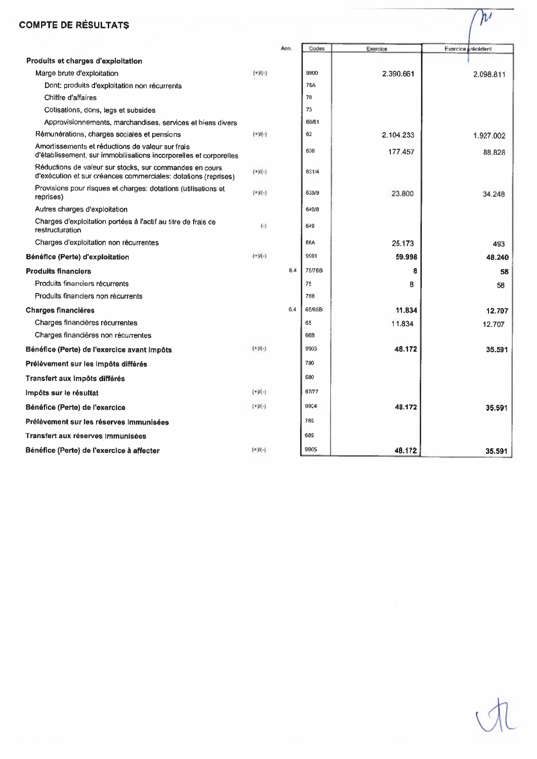## COMPTE DE RÉSULTATS

| | | Ann. | Codes | Exercice | Exercice précédent |
|---|---|---|---|---|---|
| **Produits et charges d'exploitation** | | | | | |
| Marge brute d'exploitation | (+)/(-) | | 9900 | 2.390.661 | 2.098.811 |
| Dont: produits d'exploitation non récurrents | | | 76A | | |
| Chiffre d'affaires | | | 70 | | |
| Cotisations, dons, legs et subsides | | | 73 | | |
| Approvisionnements, marchandises, services et biens divers | | | 60/61 | | |
| Rémunérations, charges sociales et pensions | (+)/(-) | | 62 | 2.104.233 | 1.927.002 |
| Amortissements et réductions de valeur sur frais d'établissement, sur immobilisations incorporelles et corporelles | | | 630 | 177.457 | 88.828 |
| Réductions de valeur sur stocks, sur commandes en cours d'exécution et sur créances commerciales: dotations (reprises) | (+)/(-) | | 631/4 | | |
| Provisions pour risques et charges: dotations (utilisations et reprises) | (+)/(-) | | 635/9 | 23.800 | 34.248 |
| Autres charges d'exploitation | | | 640/8 | | |
| Charges d'exploitation portées à l'actif au titre de frais de restructuration | (-) | | 649 | | |
| Charges d'exploitation non récurrentes | | | 66A | 25.173 | 493 |
| **Bénéfice (Perte) d'exploitation** | (+)/(-) | | 9901 | **59.998** | **48.240** |
| **Produits financiers** | | 6.4 | 75/76B | **8** | **58** |
| Produits financiers récurrents | | | 75 | 8 | 58 |
| Produits financiers non récurrents | | | 76B | | |
| **Charges financières** | | 6.4 | 65/66B | **11.834** | **12.707** |
| Charges financières récurrentes | | | 65 | 11.834 | 12.707 |
| Charges financières non récurrentes | | | 66B | | |
| **Bénéfice (Perte) de l'exercice avant impôts** | (+)/(-) | | 9903 | **48.172** | **35.591** |
| **Prélèvement sur les impôts différés** | | | 780 | | |
| **Transfert aux impôts différés** | | | 680 | | |
| **Impôts sur le résultat** | (+)/(-) | | 67/77 | | |
| **Bénéfice (Perte) de l'exercice** | (+)/(-) | | 9904 | **48.172** | **35.591** |
| **Prélèvement sur les réserves immunisées** | | | 789 | | |
| **Transfert aux réserves immunisées** | | | 689 | | |
| **Bénéfice (Perte) de l'exercice à affecter** | (+)/(-) | | 9905 | **48.172** | **35.591** |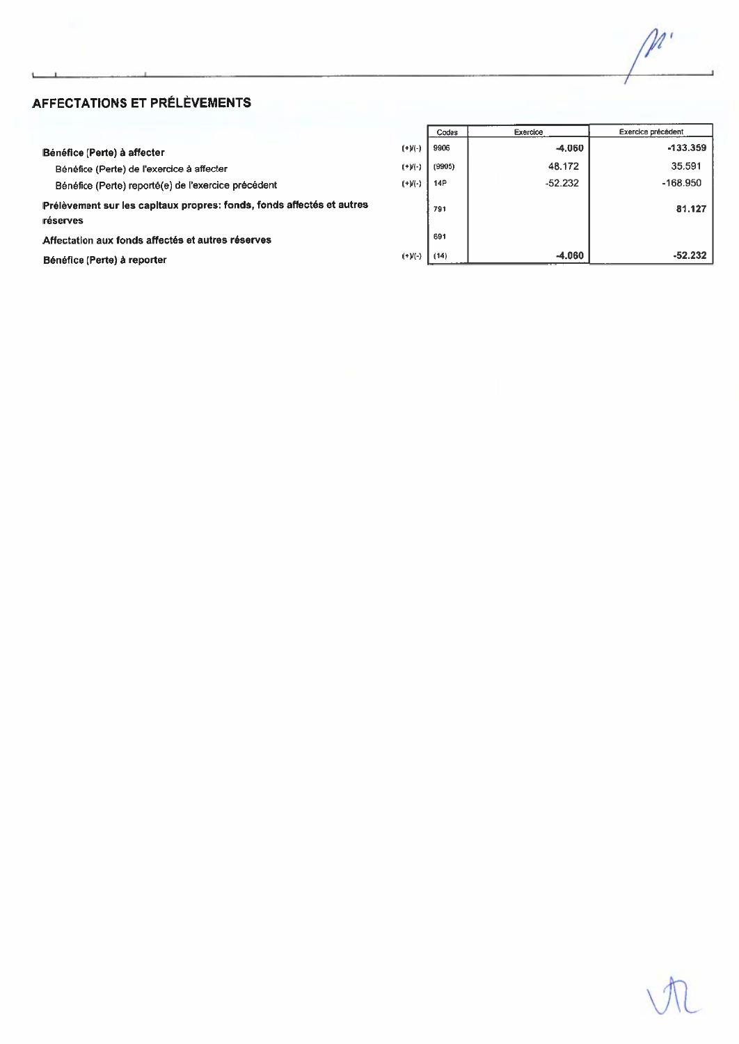## AFFECTATIONS ET PRÉLÈVEMENTS

| | | Codes | Exercice | Exercice précédent |
|---|---|---|---|---|
| **Bénéfice (Perte) à affecter** | (+)/(-) | 9906 | **-4.060** | **-133.359** |
| Bénéfice (Perte) de l'exercice à affecter | (+)/(-) | (9905) | 48.172 | 35.591 |
| Bénéfice (Perte) reporté(e) de l'exercice précédent | (+)/(-) | 14P | -52.232 | -168.950 |
| **Prélèvement sur les capitaux propres: fonds, fonds affectés et autres réserves** | | 791 | | **81.127** |
| **Affectation aux fonds affectés et autres réserves** | | 691 | | |
| **Bénéfice (Perte) à reporter** | (+)/(-) | (14) | **-4.060** | **-52.232** |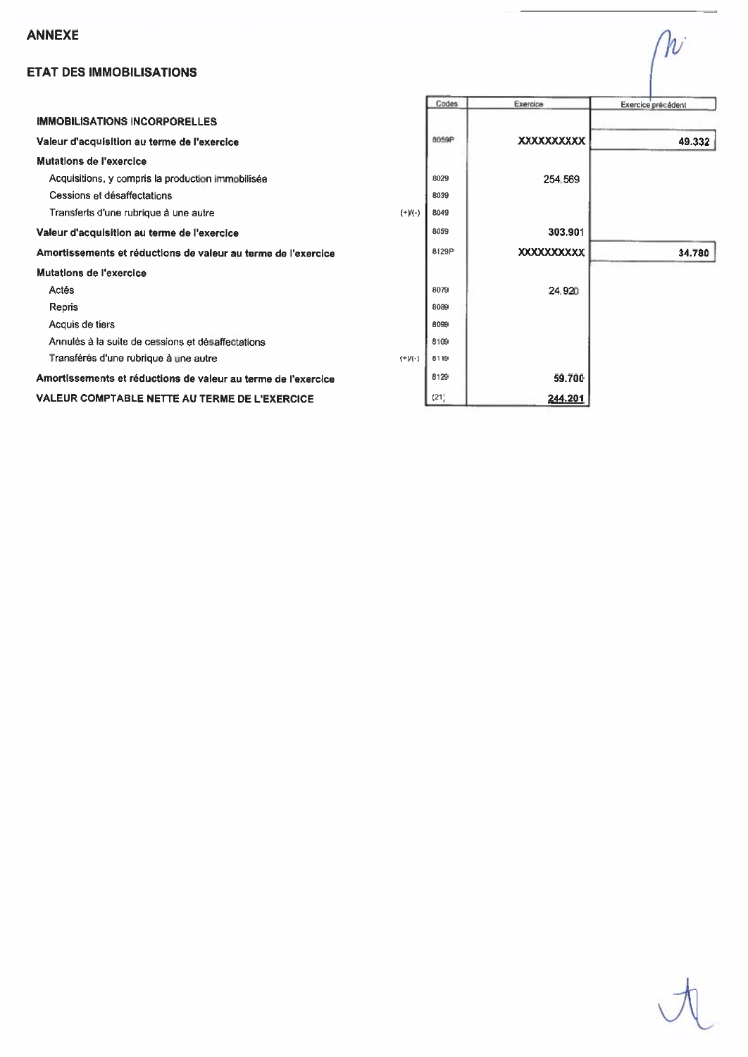## ANNEXE

## ETAT DES IMMOBILISATIONS

| | | Codes | Exercice | Exercice précédent |
|---|---|---|---|---|
| **IMMOBILISATIONS INCORPORELLES** | | | | |
| **Valeur d'acquisition au terme de l'exercice** | | 8059P | XXXXXXXXXX | **49.332** |
| **Mutations de l'exercice** | | | | |
| Acquisitions, y compris la production immobilisée | | 8029 | 254.569 | |
| Cessions et désaffectations | | 8039 | | |
| Transferts d'une rubrique à une autre | (+)/(-) | 8049 | | |
| **Valeur d'acquisition au terme de l'exercice** | | 8059 | **303.901** | |
| **Amortissements et réductions de valeur au terme de l'exercice** | | 8129P | XXXXXXXXXX | **34.780** |
| **Mutations de l'exercice** | | | | |
| Actés | | 8079 | 24.920 | |
| Repris | | 8089 | | |
| Acquis de tiers | | 8099 | | |
| Annulés à la suite de cessions et désaffectations | | 8109 | | |
| Transférés d'une rubrique à une autre | (+)/(-) | 8119 | | |
| **Amortissements et réductions de valeur au terme de l'exercice** | | 8129 | **59.700** | |
| **VALEUR COMPTABLE NETTE AU TERME DE L'EXERCICE** | | (21) | **244.201** | |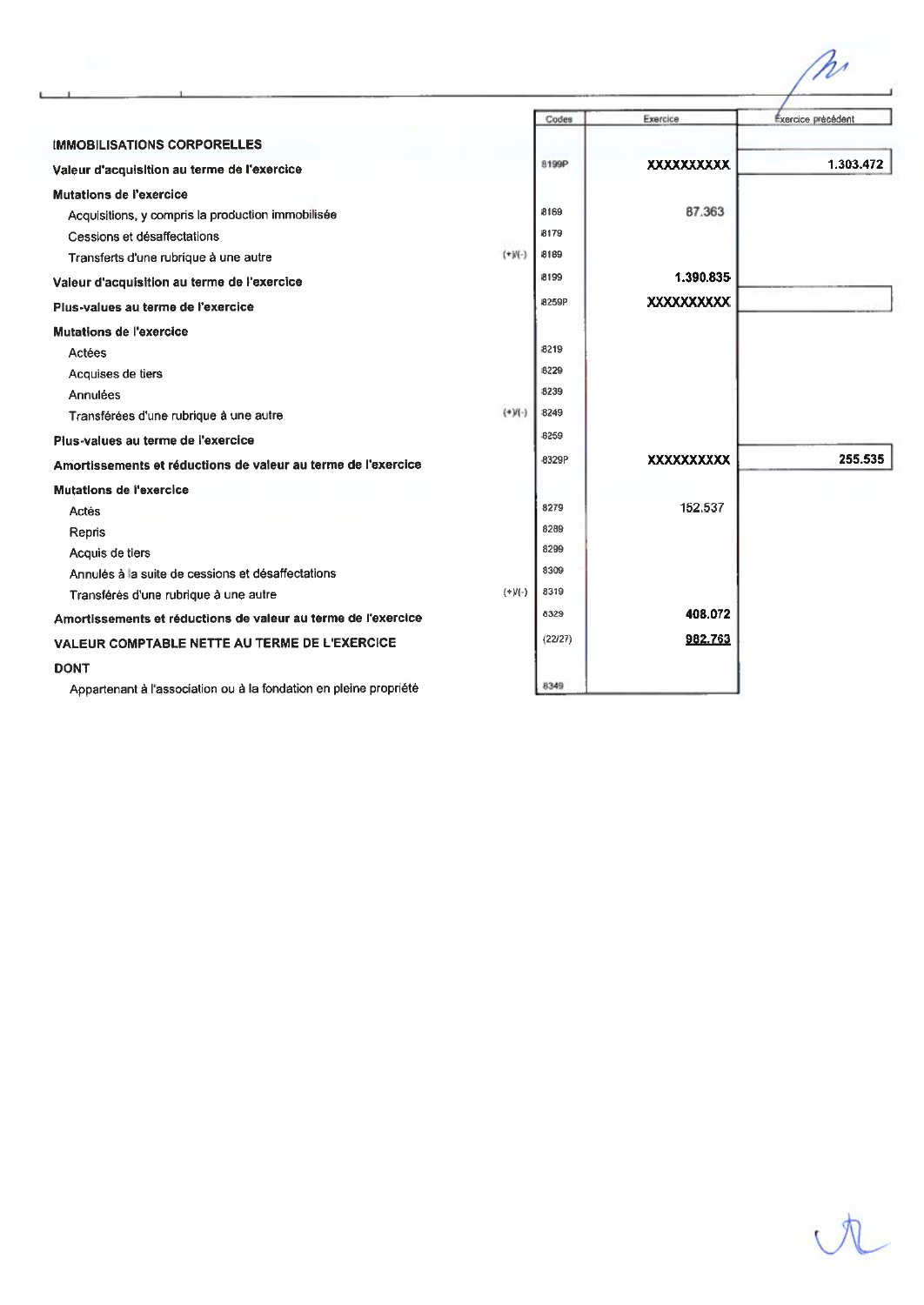| | | Codes | Exercice | Exercice précédent |
|---|---|---|---|---|
| **IMMOBILISATIONS CORPORELLES** | | | | |
| **Valeur d'acquisition au terme de l'exercice** | | 8199P | XXXXXXXXXX | 1.303.472 |
| **Mutations de l'exercice** | | | | |
| Acquisitions, y compris la production immobilisée | | 8169 | 87.363 | |
| Cessions et désaffectations | | 8179 | | |
| Transferts d'une rubrique à une autre | (+)/(-) | 8189 | | |
| **Valeur d'acquisition au terme de l'exercice** | | 8199 | 1.390.835 | |
| **Plus-values au terme de l'exercice** | | 8259P | XXXXXXXXXX | |
| **Mutations de l'exercice** | | | | |
| Actées | | 8219 | | |
| Acquises de tiers | | 8229 | | |
| Annulées | | 8239 | | |
| Transférées d'une rubrique à une autre | (+)/(-) | 8249 | | |
| **Plus-values au terme de l'exercice** | | 8259 | | |
| **Amortissements et réductions de valeur au terme de l'exercice** | | 8329P | XXXXXXXXXX | 255.535 |
| **Mutations de l'exercice** | | | | |
| Actés | | 8279 | 152.537 | |
| Repris | | 8289 | | |
| Acquis de tiers | | 8299 | | |
| Annulés à la suite de cessions et désaffectations | | 8309 | | |
| Transférés d'une rubrique à une autre | (+)/(-) | 8319 | | |
| **Amortissements et réductions de valeur au terme de l'exercice** | | 8329 | 408.072 | |
| **VALEUR COMPTABLE NETTE AU TERME DE L'EXERCICE** | | (22/27) | 982.763 | |
| **DONT** | | | | |
| Appartenant à l'association ou à la fondation en pleine propriété | | 8349 | | |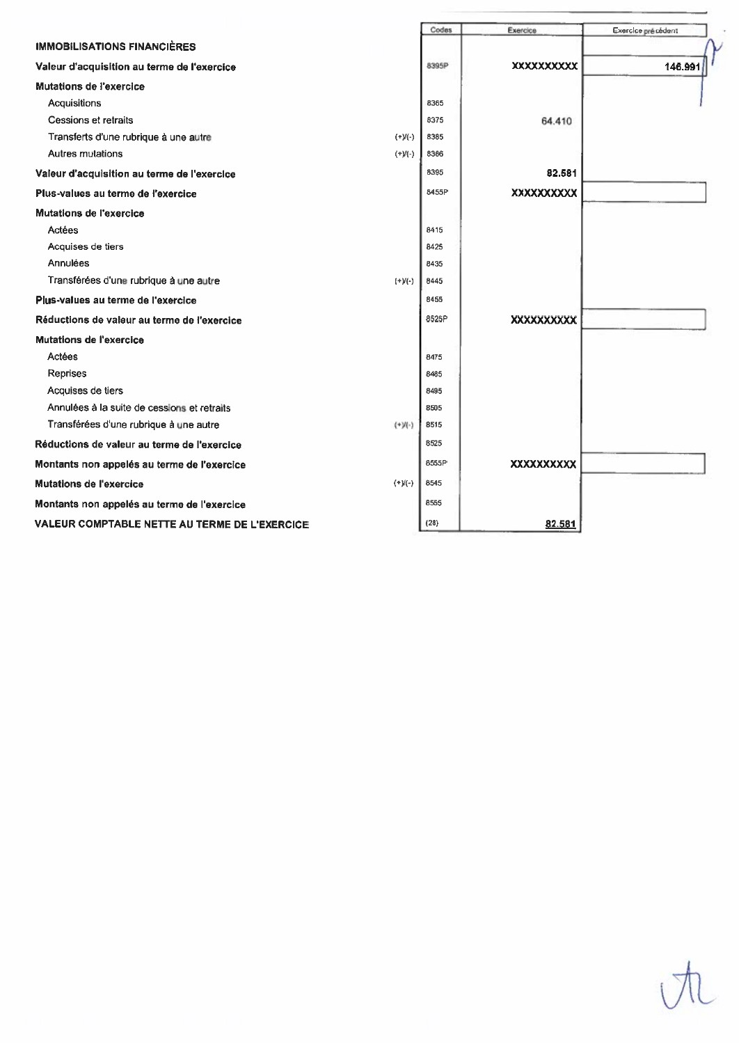| | | Codes | Exercice | Exercice précédent |
|---|---|---|---|---|
| **IMMOBILISATIONS FINANCIÈRES** | | | | |
| **Valeur d'acquisition au terme de l'exercice** | | 8395P | XXXXXXXXXX | **146.991** |
| **Mutations de l'exercice** | | | | |
| Acquisitions | | 8365 | | |
| Cessions et retraits | | 8375 | 64.410 | |
| Transferts d'une rubrique à une autre | (+)/(-) | 8385 | | |
| Autres mutations | (+)/(-) | 8386 | | |
| **Valeur d'acquisition au terme de l'exercice** | | 8395 | **82.581** | |
| **Plus-values au terme de l'exercice** | | 8455P | XXXXXXXXXX | |
| **Mutations de l'exercice** | | | | |
| Actées | | 8415 | | |
| Acquises de tiers | | 8425 | | |
| Annulées | | 8435 | | |
| Transférées d'une rubrique à une autre | (+)/(-) | 8445 | | |
| **Plus-values au terme de l'exercice** | | 8455 | | |
| **Réductions de valeur au terme de l'exercice** | | 8525P | XXXXXXXXXX | |
| **Mutations de l'exercice** | | | | |
| Actées | | 8475 | | |
| Reprises | | 8485 | | |
| Acquises de tiers | | 8495 | | |
| Annulées à la suite de cessions et retraits | | 8505 | | |
| Transférées d'une rubrique à une autre | (+)/(-) | 8515 | | |
| **Réductions de valeur au terme de l'exercice** | | 8525 | | |
| **Montants non appelés au terme de l'exercice** | | 8555P | XXXXXXXXXX | |
| **Mutations de l'exercice** | (+)/(-) | 8545 | | |
| **Montants non appelés au terme de l'exercice** | | 8555 | | |
| **VALEUR COMPTABLE NETTE AU TERME DE L'EXERCICE** | | (28) | **82.581** | |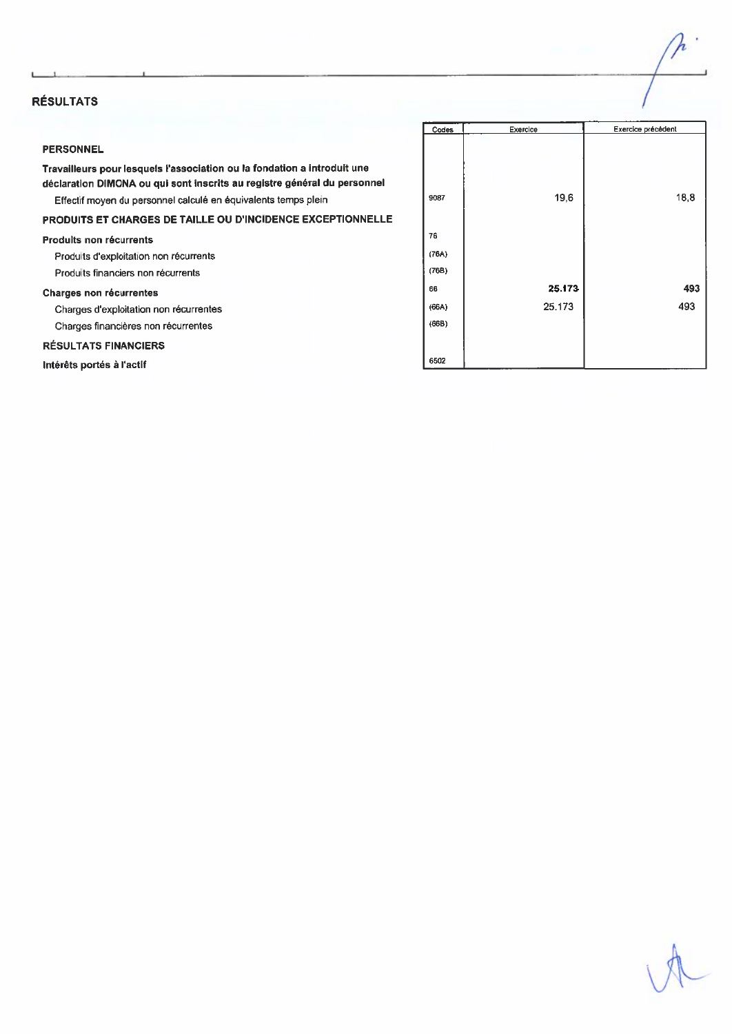## RÉSULTATS

| | Codes | Exercice | Exercice précédent |
|---|---|---|---|
| **PERSONNEL** | | | |
| **Travailleurs pour lesquels l'association ou la fondation a introduit une déclaration DIMONA ou qui sont inscrits au registre général du personnel** | | | |
| Effectif moyen du personnel calculé en équivalents temps plein | 9087 | 19,6 | 18,8 |
| **PRODUITS ET CHARGES DE TAILLE OU D'INCIDENCE EXCEPTIONNELLE** | | | |
| **Produits non récurrents** | 76 | | |
| Produits d'exploitation non récurrents | (76A) | | |
| Produits financiers non récurrents | (76B) | | |
| **Charges non récurrentes** | 66 | **25.173** | **493** |
| Charges d'exploitation non récurrentes | (66A) | 25.173 | 493 |
| Charges financières non récurrentes | (66B) | | |
| **RÉSULTATS FINANCIERS** | | | |
| **Intérêts portés à l'actif** | 6502 | | |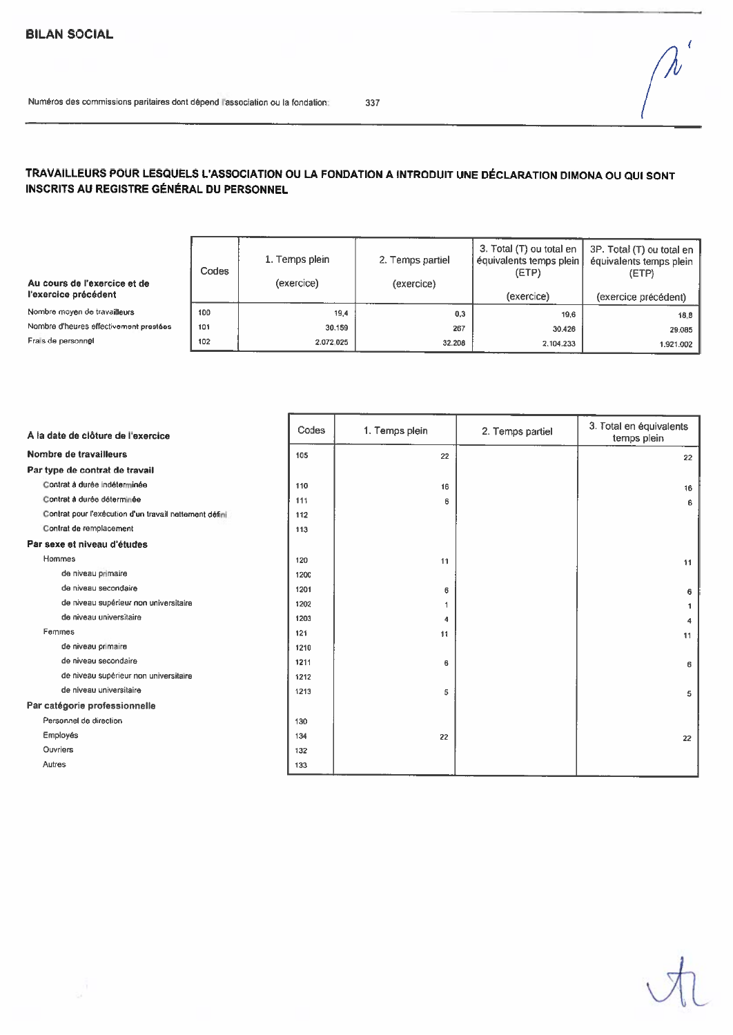## BILAN SOCIAL

Numéros des commissions paritaires dont dépend l'association ou la fondation: 337

### TRAVAILLEURS POUR LESQUELS L'ASSOCIATION OU LA FONDATION A INTRODUIT UNE DÉCLARATION DIMONA OU QUI SONT INSCRITS AU REGISTRE GÉNÉRAL DU PERSONNEL

| Au cours de l'exercice et de l'exercice précédent | Codes | 1. Temps plein (exercice) | 2. Temps partiel (exercice) | 3. Total (T) ou total en équivalents temps plein (ETP) (exercice) | 3P. Total (T) ou total en équivalents temps plein (ETP) (exercice précédent) |
|---|---|---|---|---|---|
| Nombre moyen de travailleurs | 100 | 19,4 | 0,3 | 19,6 | 18,8 |
| Nombre d'heures effectivement prestées | 101 | 30.159 | 267 | 30.426 | 29.085 |
| Frais de personnel | 102 | 2.072.025 | 32.208 | 2.104.233 | 1.921.002 |

| A la date de clôture de l'exercice | Codes | 1. Temps plein | 2. Temps partiel | 3. Total en équivalents temps plein |
|---|---|---|---|---|
| **Nombre de travailleurs** | 105 | 22 | | 22 |
| **Par type de contrat de travail** | | | | |
| Contrat à durée indéterminée | 110 | 16 | | 16 |
| Contrat à durée déterminée | 111 | 6 | | 6 |
| Contrat pour l'exécution d'un travail nettement défini | 112 | | | |
| Contrat de remplacement | 113 | | | |
| **Par sexe et niveau d'études** | | | | |
| Hommes | 120 | 11 | | 11 |
| de niveau primaire | 1200 | | | |
| de niveau secondaire | 1201 | 6 | | 6 |
| de niveau supérieur non universitaire | 1202 | 1 | | 1 |
| de niveau universitaire | 1203 | 4 | | 4 |
| Femmes | 121 | 11 | | 11 |
| de niveau primaire | 1210 | | | |
| de niveau secondaire | 1211 | 6 | | 6 |
| de niveau supérieur non universitaire | 1212 | | | |
| de niveau universitaire | 1213 | 5 | | 5 |
| **Par catégorie professionnelle** | | | | |
| Personnel de direction | 130 | | | |
| Employés | 134 | 22 | | 22 |
| Ouvriers | 132 | | | |
| Autres | 133 | | | |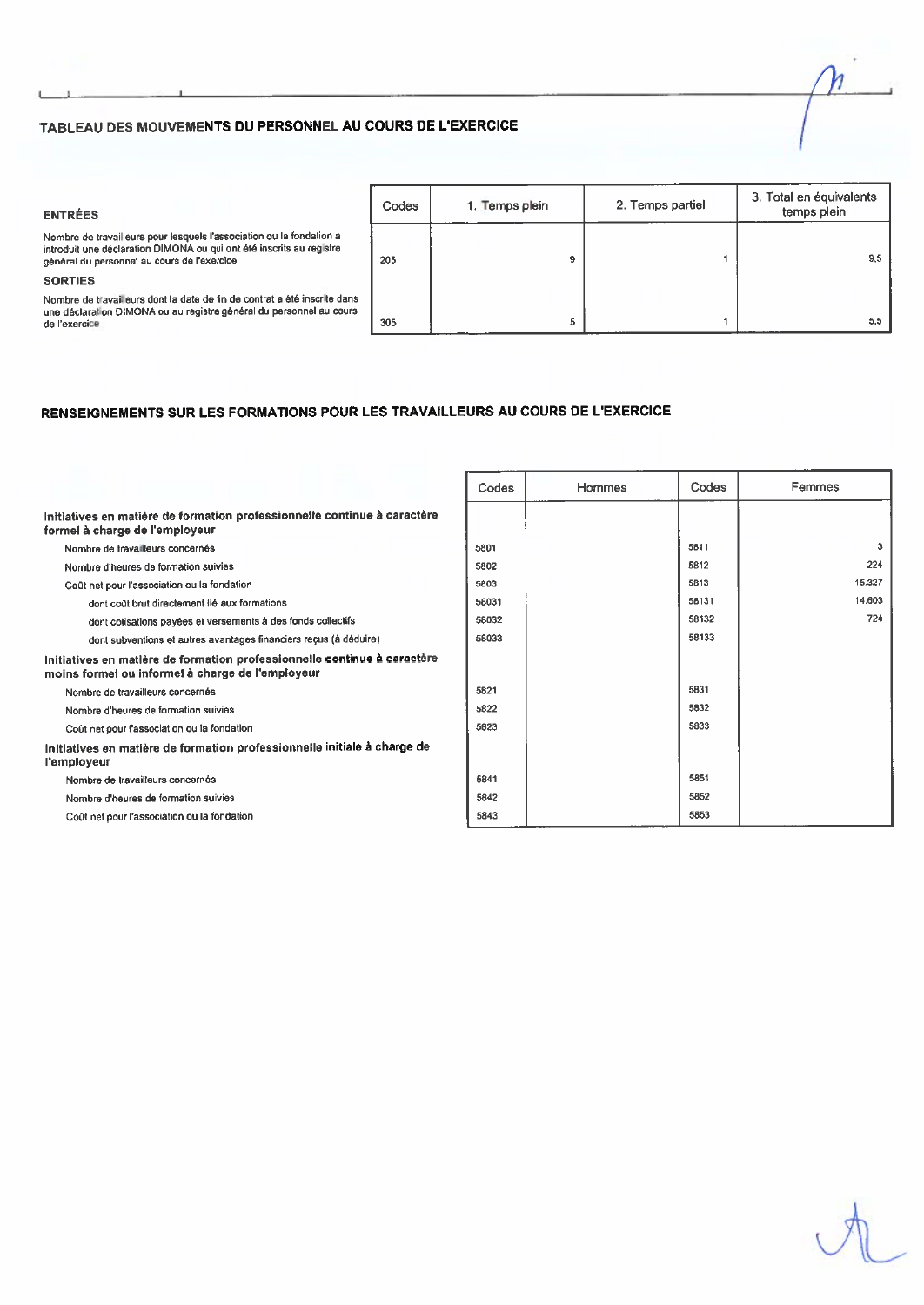## TABLEAU DES MOUVEMENTS DU PERSONNEL AU COURS DE L'EXERCICE

| | Codes | 1. Temps plein | 2. Temps partiel | 3. Total en équivalents temps plein |
|---|---|---|---|---|
| **ENTRÉES** | | | | |
| Nombre de travailleurs pour lesquels l'association ou la fondation a introduit une déclaration DIMONA ou qui ont été inscrits au registre général du personnel au cours de l'exercice | 205 | 9 | 1 | 9,5 |
| **SORTIES** | | | | |
| Nombre de travailleurs dont la date de fin de contrat a été inscrite dans une déclaration DIMONA ou au registre général du personnel au cours de l'exercice | 305 | 5 | 1 | 5,5 |

## RENSEIGNEMENTS SUR LES FORMATIONS POUR LES TRAVAILLEURS AU COURS DE L'EXERCICE

| | Codes | Hommes | Codes | Femmes |
|---|---|---|---|---|
| **Initiatives en matière de formation professionnelle continue à caractère formel à charge de l'employeur** | | | | |
| Nombre de travailleurs concernés | 5801 | | 5811 | 3 |
| Nombre d'heures de formation suivies | 5802 | | 5812 | 224 |
| Coût net pour l'association ou la fondation | 5803 | | 5813 | 15.327 |
| dont coût brut directement lié aux formations | 58031 | | 58131 | 14.603 |
| dont cotisations payées et versements à des fonds collectifs | 58032 | | 58132 | 724 |
| dont subventions et autres avantages financiers reçus (à déduire) | 58033 | | 58133 | |
| **Initiatives en matière de formation professionnelle continue à caractère moins formel ou informel à charge de l'employeur** | | | | |
| Nombre de travailleurs concernés | 5821 | | 5831 | |
| Nombre d'heures de formation suivies | 5822 | | 5832 | |
| Coût net pour l'association ou la fondation | 5823 | | 5833 | |
| **Initiatives en matière de formation professionnelle initiale à charge de l'employeur** | | | | |
| Nombre de travailleurs concernés | 5841 | | 5851 | |
| Nombre d'heures de formation suivies | 5842 | | 5852 | |
| Coût net pour l'association ou la fondation | 5843 | | 5853 | |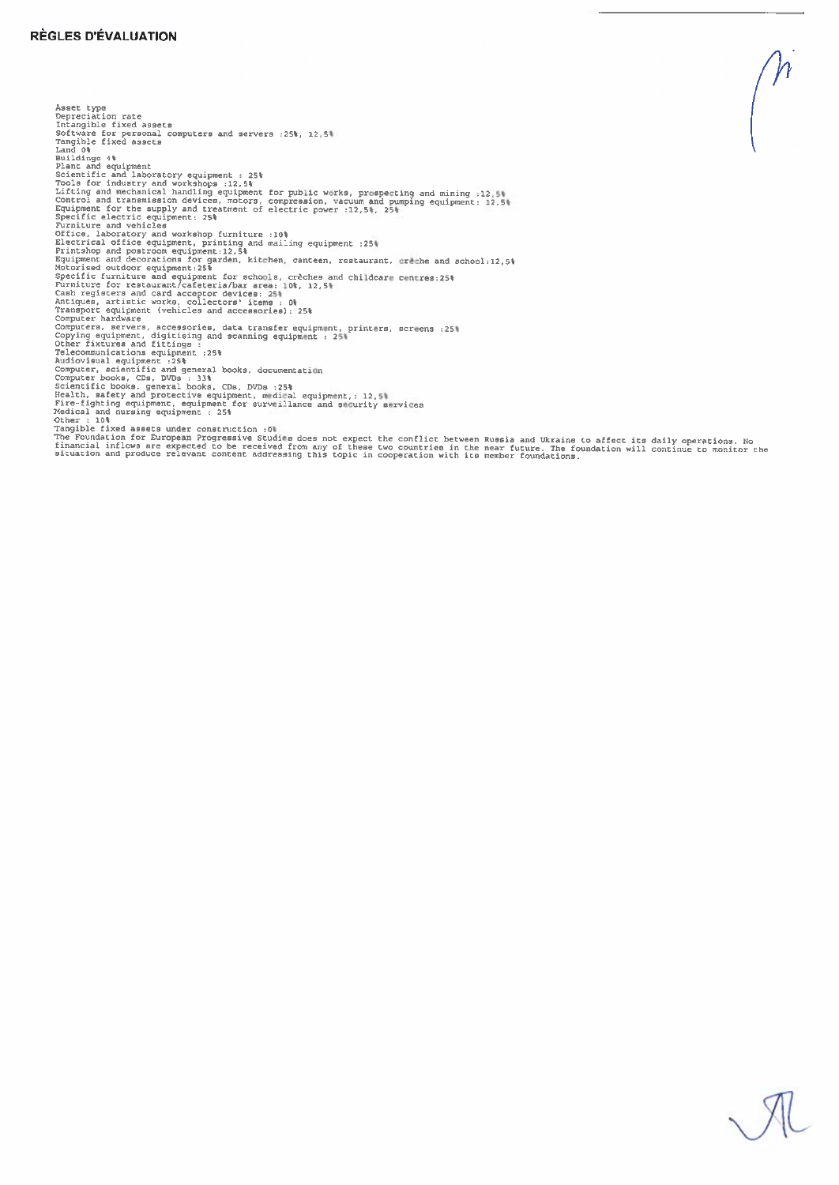## RÈGLES D'ÉVALUATION

Asset type
Depreciation rate
Intangible fixed assets
Software for personal computers and servers :25%, 12,5%
Tangible fixed assets
Land 0%
Buildings 4%
Plant and equipment
Scientific and laboratory equipment : 25%
Tools for industry and workshops :12,5%
Lifting and mechanical handling equipment for public works, prospecting and mining :12,5%
Control and transmission devices, motors, compression, vacuum and pumping equipment: 12,5%
Equipment for the supply and treatment of electric power :12,5%, 25%
Specific electric equipment: 25%
Furniture and vehicles
Office, laboratory and workshop furniture :10%
Electrical office equipment, printing and mailing equipment :25%
Printshop and postroom equipment:12,5%
Equipment and decorations for garden, kitchen, canteen, restaurant, crèche and school:12,5%
Motorised outdoor equipment:25%
Specific furniture and equipment for schools, crèches and childcare centres:25%
Furniture for restaurant/cafeteria/bar area: 10%, 12,5%
Cash registers and card acceptor devices: 25%
Antiques, artistic works, collectors' items : 0%
Transport equipment (vehicles and accessories): 25%
Computer hardware
Computers, servers, accessories, data transfer equipment, printers, screens :25%
Copying equipment, digitising and scanning equipment : 25%
Other fixtures and fittings :
Telecommunications equipment :25%
Audiovisual equipment :25%
Computer, scientific and general books, documentation
Computer books, CDs, DVDs : 33%
Scientific books, general books, CDs, DVDs :25%
Health, safety and protective equipment, medical equipment,: 12,5%
Fire-fighting equipment, equipment for surveillance and security services
Medical and nursing equipment : 25%
Other : 10%
Tangible fixed assets under construction :0%

The Foundation for European Progressive Studies does not expect the conflict between Russia and Ukraine to affect its daily operations. No financial inflows are expected to be received from any of these two countries in the near future. The foundation will continue to monitor the situation and produce relevant content addressing this topic in cooperation with its member foundations.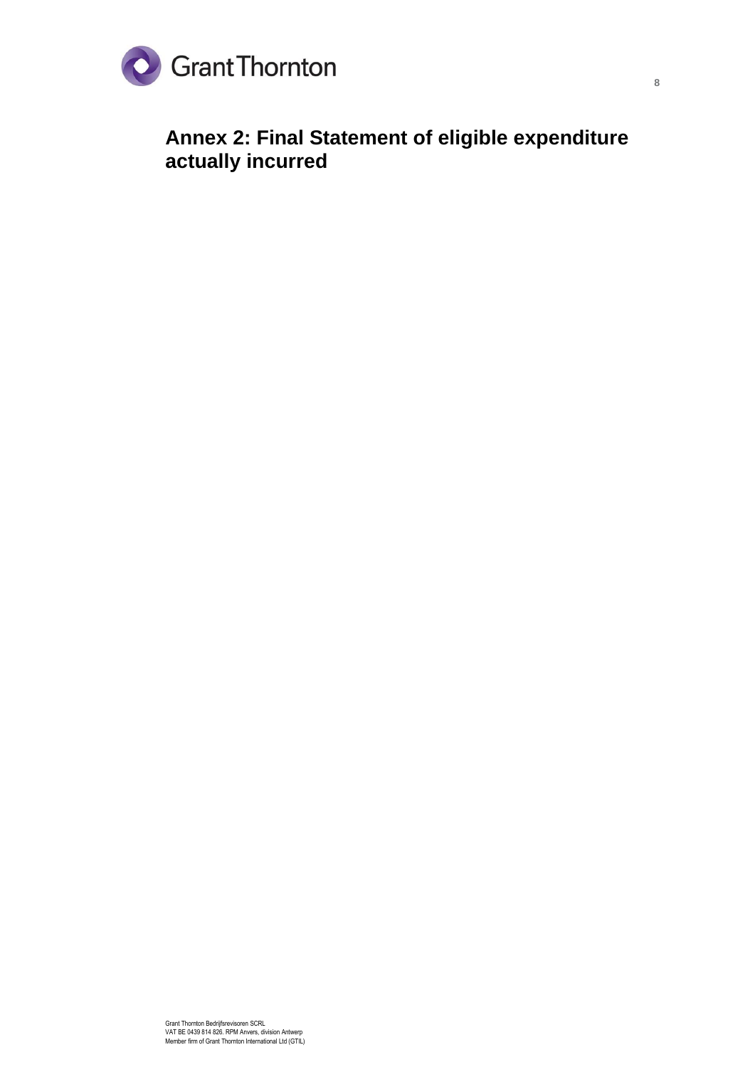# Annex 2: Final Statement of eligible expenditure actually incurred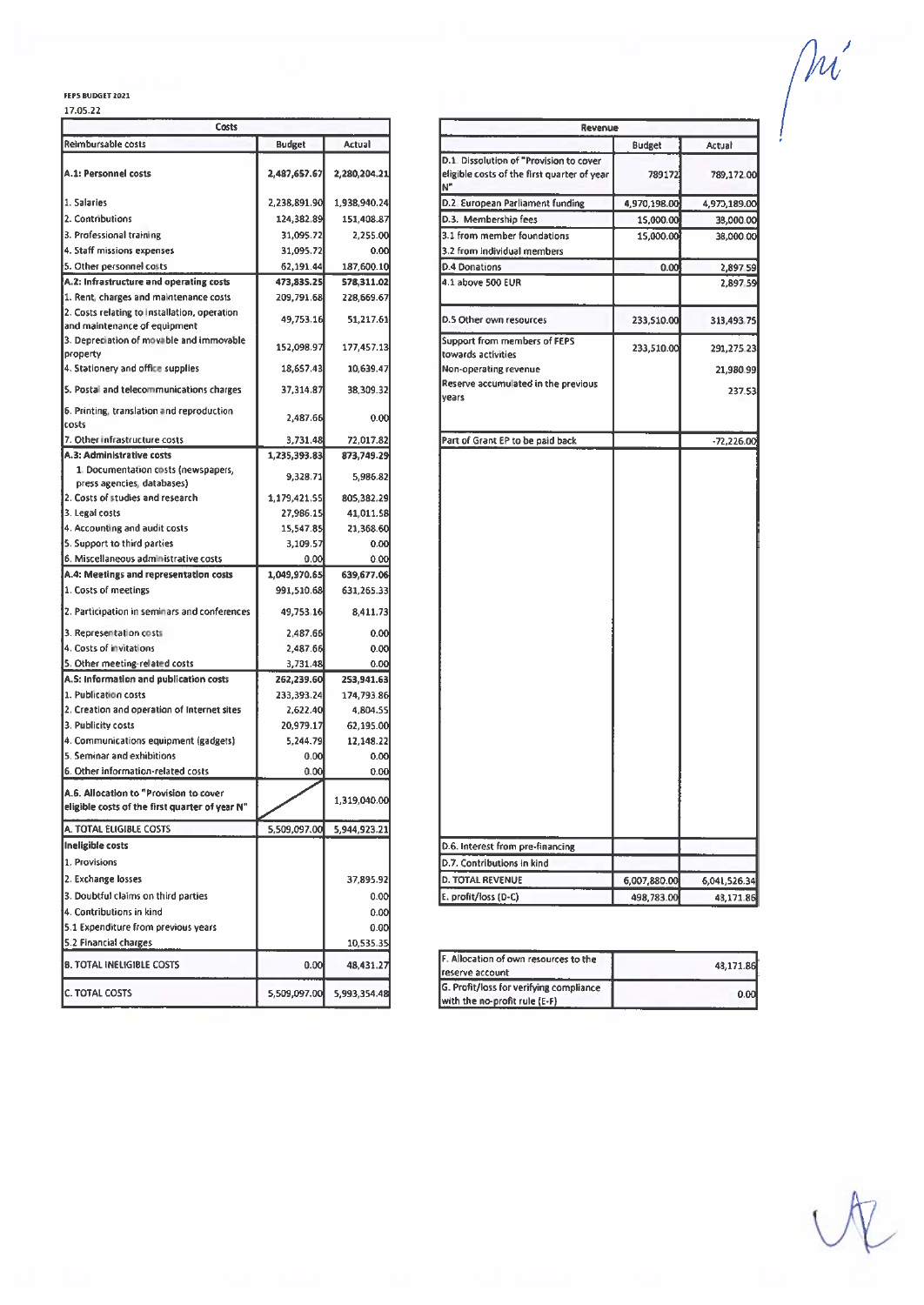FEPS BUDGET 2021

17.05.22

| Costs | | |
|---|---|---|
| Reimbursable costs | Budget | Actual |
| **A.1: Personnel costs** | 2,487,657.67 | 2,280,204.21 |
| 1. Salaries | 2,238,891.90 | 1,938,940.24 |
| 2. Contributions | 124,382.89 | 151,408.87 |
| 3. Professional training | 31,095.72 | 2,255.00 |
| 4. Staff missions expenses | 31,095.72 | 0.00 |
| 5. Other personnel costs | 62,191.44 | 187,600.10 |
| **A.2: Infrastructure and operating costs** | 473,835.25 | 578,311.02 |
| 1. Rent, charges and maintenance costs | 209,791.68 | 228,669.67 |
| 2. Costs relating to installation, operation and maintenance of equipment | 49,753.16 | 51,217.61 |
| 3. Depreciation of movable and immovable property | 152,098.97 | 177,457.13 |
| 4. Stationery and office supplies | 18,657.43 | 10,639.47 |
| 5. Postal and telecommunications charges | 37,314.87 | 38,309.32 |
| 6. Printing, translation and reproduction costs | 2,487.66 | 0.00 |
| 7. Other infrastructure costs | 3,731.48 | 72,017.82 |
| **A.3: Administrative costs** | 1,235,393.83 | 873,749.29 |
| 1. Documentation costs (newspapers, press agencies, databases) | 9,328.71 | 5,986.82 |
| 2. Costs of studies and research | 1,179,421.55 | 805,382.29 |
| 3. Legal costs | 27,986.15 | 41,011.58 |
| 4. Accounting and audit costs | 15,547.85 | 21,368.60 |
| 5. Support to third parties | 3,109.57 | 0.00 |
| 6. Miscellaneous administrative costs | 0.00 | 0.00 |
| **A.4: Meetings and representation costs** | 1,049,970.65 | 639,677.06 |
| 1. Costs of meetings | 991,510.68 | 631,265.33 |
| 2. Participation in seminars and conferences | 49,753.16 | 8,411.73 |
| 3. Representation costs | 2,487.66 | 0.00 |
| 4. Costs of invitations | 2,487.66 | 0.00 |
| 5. Other meeting-related costs | 3,731.48 | 0.00 |
| **A.5: Information and publication costs** | 262,239.60 | 253,941.63 |
| 1. Publication costs | 233,393.24 | 174,793.86 |
| 2. Creation and operation of Internet sites | 2,622.40 | 4,804.55 |
| 3. Publicity costs | 20,979.17 | 62,195.00 |
| 4. Communications equipment (gadgets) | 5,244.79 | 12,148.22 |
| 5. Seminar and exhibitions | 0.00 | 0.00 |
| 6. Other information-related costs | 0.00 | 0.00 |
| **A.6. Allocation to "Provision to cover eligible costs of the first quarter of year N"** | | 1,319,040.00 |
| A. TOTAL ELIGIBLE COSTS | 5,509,097.00 | 5,944,923.21 |
| **Ineligible costs** | | |
| 1. Provisions | | |
| 2. Exchange losses | | 37,895.92 |
| 3. Doubtful claims on third parties | | 0.00 |
| 4. Contributions in kind | | 0.00 |
| 5.1 Expenditure from previous years | | 0.00 |
| 5.2 Financial charges | | 10,535.35 |
| B. TOTAL INELIGIBLE COSTS | 0.00 | 48,431.27 |
| C. TOTAL COSTS | 5,509,097.00 | 5,993,354.48 |

| Revenue | | |
|---|---|---|
| | Budget | Actual |
| D.1 Dissolution of "Provision to cover eligible costs of the first quarter of year N" | 789172 | 789,172.00 |
| D.2 European Parliament funding | 4,970,198.00 | 4,970,189.00 |
| D.3. Membership fees | 15,000.00 | 38,000.00 |
| 3.1 from member foundations | 15,000.00 | 38,000.00 |
| 3.2 from individual members | | |
| D.4 Donations | 0.00 | 2,897.59 |
| 4.1 above 500 EUR | | 2,897.59 |
| D.5 Other own resources | 233,510.00 | 313,493.75 |
| Support from members of FEPS towards activities | 233,510.00 | 291,275.23 |
| Non-operating revenue | | 21,980.99 |
| Reserve accumulated in the previous years | | 237.53 |
| Part of Grant EP to be paid back | | -72,226.00 |
| D.6. Interest from pre-financing | | |
| D.7. Contributions in kind | | |
| D. TOTAL REVENUE | 6,007,880.00 | 6,041,526.34 |
| E. profit/loss (D-C) | 498,783.00 | 48,171.86 |

| | |
|---|---|
| F. Allocation of own resources to the reserve account | 48,171.86 |
| G. Profit/loss for verifying compliance with the no-profit rule (E-F) | 0.00 |